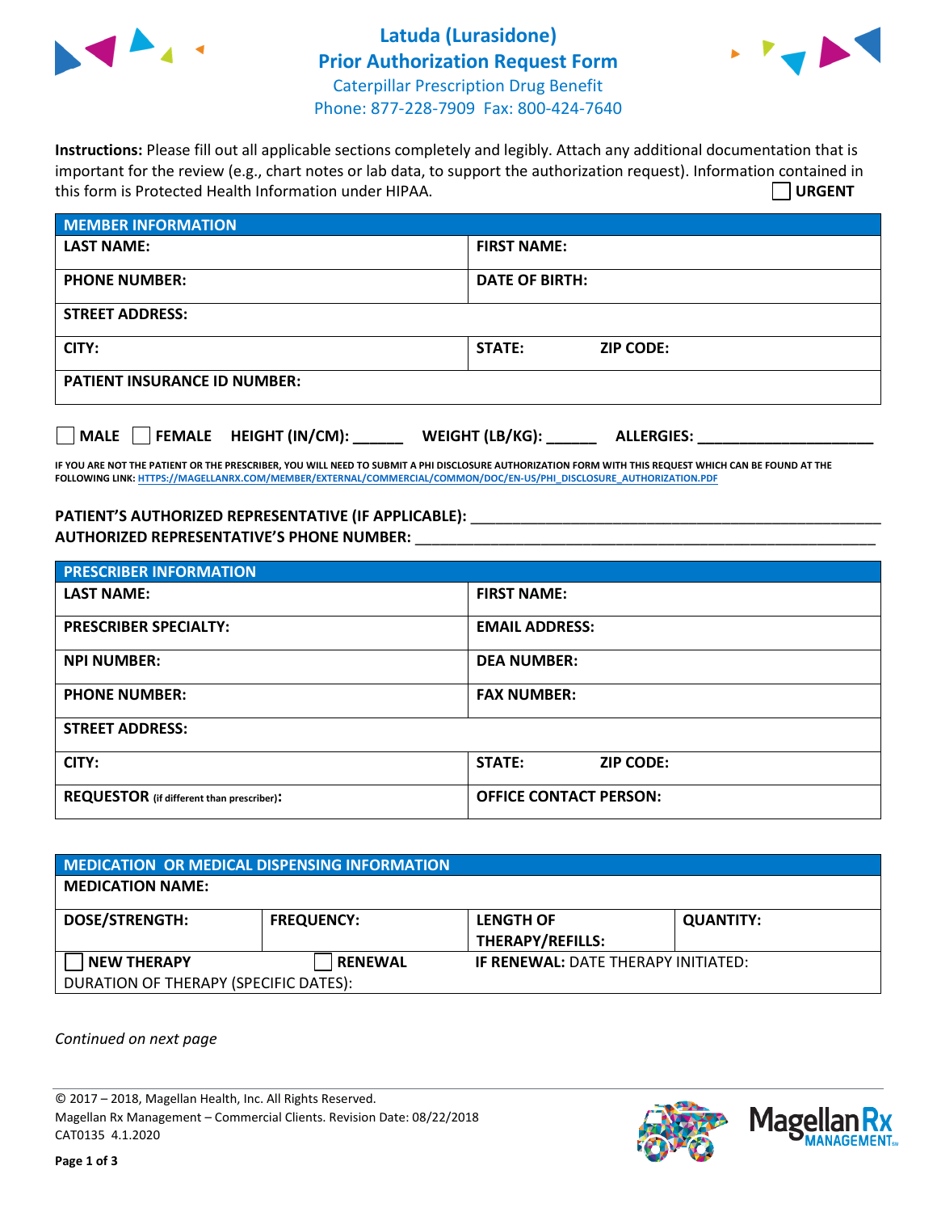# Latuda (Lurasidone)
## Prior Authorization Request Form
Caterpillar Prescription Drug Benefit
Phone: 877-228-7909 Fax: 800-424-7640

**Instructions:** Please fill out all applicable sections completely and legibly. Attach any additional documentation that is important for the review (e.g., chart notes or lab data, to support the authorization request). Information contained in this form is Protected Health Information under HIPAA.

☐ **URGENT**

| MEMBER INFORMATION | | |
|---|---|---|
| **LAST NAME:** | **FIRST NAME:** | |
| **PHONE NUMBER:** | **DATE OF BIRTH:** | |
| **STREET ADDRESS:** | | |
| **CITY:** | **STATE:** | **ZIP CODE:** |
| **PATIENT INSURANCE ID NUMBER:** | | |

☐ **MALE** ☐ **FEMALE** **HEIGHT (IN/CM):** ______ **WEIGHT (LB/KG):** ______ **ALLERGIES:** ______________________

**IF YOU ARE NOT THE PATIENT OR THE PRESCRIBER, YOU WILL NEED TO SUBMIT A PHI DISCLOSURE AUTHORIZATION FORM WITH THIS REQUEST WHICH CAN BE FOUND AT THE FOLLOWING LINK: HTTPS://MAGELLANRX.COM/MEMBER/EXTERNAL/COMMERCIAL/COMMON/DOC/EN-US/PHI_DISCLOSURE_AUTHORIZATION.PDF**

**PATIENT'S AUTHORIZED REPRESENTATIVE (IF APPLICABLE):** ____________________________________________
**AUTHORIZED REPRESENTATIVE'S PHONE NUMBER:** ____________________________________________

| PRESCRIBER INFORMATION | | |
|---|---|---|
| **LAST NAME:** | **FIRST NAME:** | |
| **PRESCRIBER SPECIALTY:** | **EMAIL ADDRESS:** | |
| **NPI NUMBER:** | **DEA NUMBER:** | |
| **PHONE NUMBER:** | **FAX NUMBER:** | |
| **STREET ADDRESS:** | | |
| **CITY:** | **STATE:** | **ZIP CODE:** |
| **REQUESTOR** (if different than prescriber): | **OFFICE CONTACT PERSON:** | |

| MEDICATION OR MEDICAL DISPENSING INFORMATION | | | |
|---|---|---|---|
| **MEDICATION NAME:** | | | |
| **DOSE/STRENGTH:** | **FREQUENCY:** | **LENGTH OF THERAPY/REFILLS:** | **QUANTITY:** |
| ☐ **NEW THERAPY** | ☐ **RENEWAL** | **IF RENEWAL:** DATE THERAPY INITIATED: | |
| DURATION OF THERAPY (SPECIFIC DATES): | | | |

*Continued on next page*

© 2017 – 2018, Magellan Health, Inc. All Rights Reserved.
Magellan Rx Management – Commercial Clients. Revision Date: 08/22/2018
CAT0135 4.1.2020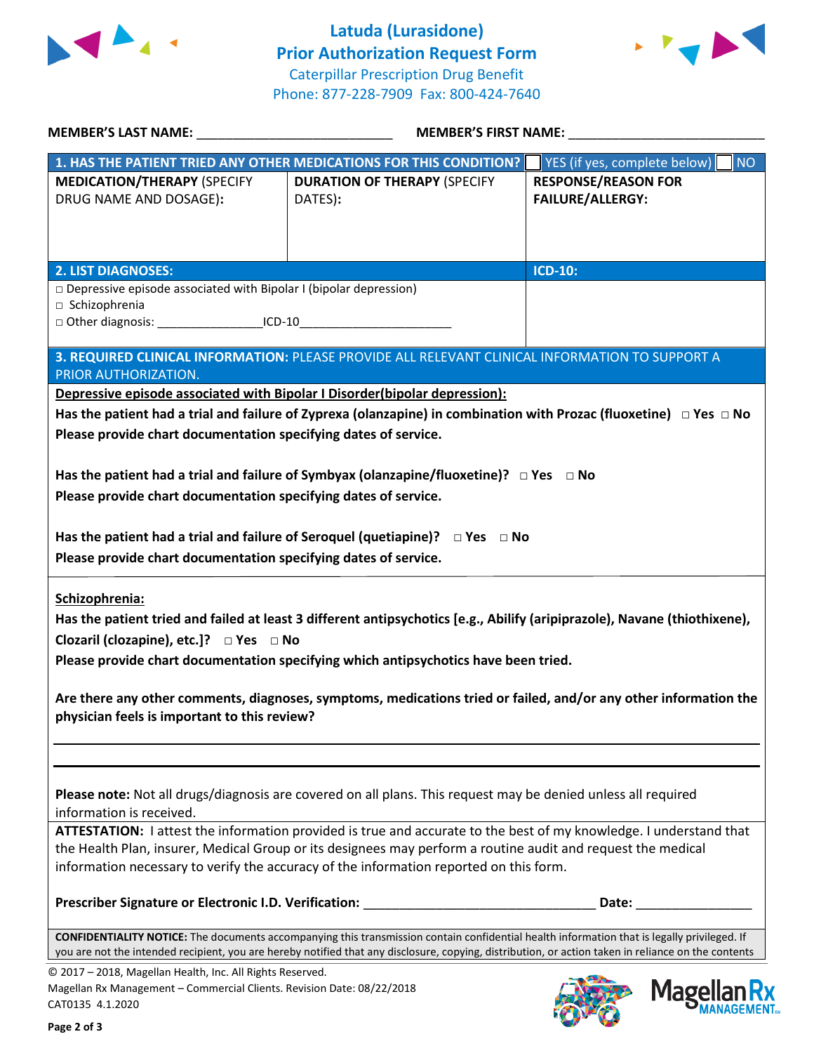# Latuda (Lurasidone) Prior Authorization Request Form

Caterpillar Prescription Drug Benefit
Phone: 877-228-7909 Fax: 800-424-7640

**MEMBER'S LAST NAME:** ___________________________ **MEMBER'S FIRST NAME:** ___________________________

| **1. HAS THE PATIENT TRIED ANY OTHER MEDICATIONS FOR THIS CONDITION?** | | ☐ YES (if yes, complete below) ☐ NO |
|---|---|---|
| **MEDICATION/THERAPY** (SPECIFY DRUG NAME AND DOSAGE): | **DURATION OF THERAPY** (SPECIFY DATES): | **RESPONSE/REASON FOR FAILURE/ALLERGY:** |
| | | |

| **2. LIST DIAGNOSES:** | **ICD-10:** |
|---|---|
| □ Depressive episode associated with Bipolar I (bipolar depression)<br>□ Schizophrenia<br>□ Other diagnosis: _______________ICD-10______________________ | |

**3. REQUIRED CLINICAL INFORMATION:** PLEASE PROVIDE ALL RELEVANT CLINICAL INFORMATION TO SUPPORT A PRIOR AUTHORIZATION.

**Depressive episode associated with Bipolar I Disorder(bipolar depression):**

**Has the patient had a trial and failure of Zyprexa (olanzapine) in combination with Prozac (fluoxetine)** □ **Yes** □ **No**
**Please provide chart documentation specifying dates of service.**

**Has the patient had a trial and failure of Symbyax (olanzapine/fluoxetine)?** □ **Yes** □ **No**
**Please provide chart documentation specifying dates of service.**

**Has the patient had a trial and failure of Seroquel (quetiapine)?** □ **Yes** □ **No**
**Please provide chart documentation specifying dates of service.**

**Schizophrenia:**

**Has the patient tried and failed at least 3 different antipsychotics [e.g., Abilify (aripiprazole), Navane (thiothixene), Clozaril (clozapine), etc.]?** □ **Yes** □ **No**
**Please provide chart documentation specifying which antipsychotics have been tried.**

**Are there any other comments, diagnoses, symptoms, medications tried or failed, and/or any other information the physician feels is important to this review?**

_______________________________________________________________________________

_______________________________________________________________________________

**Please note:** Not all drugs/diagnosis are covered on all plans. This request may be denied unless all required information is received.

**ATTESTATION:** I attest the information provided is true and accurate to the best of my knowledge. I understand that the Health Plan, insurer, Medical Group or its designees may perform a routine audit and request the medical information necessary to verify the accuracy of the information reported on this form.

**Prescriber Signature or Electronic I.D. Verification:** _________________________________ **Date:** ________________

**CONFIDENTIALITY NOTICE:** The documents accompanying this transmission contain confidential health information that is legally privileged. If you are not the intended recipient, you are hereby notified that any disclosure, copying, distribution, or action taken in reliance on the contents

© 2017 – 2018, Magellan Health, Inc. All Rights Reserved.
Magellan Rx Management – Commercial Clients. Revision Date: 08/22/2018
CAT0135 4.1.2020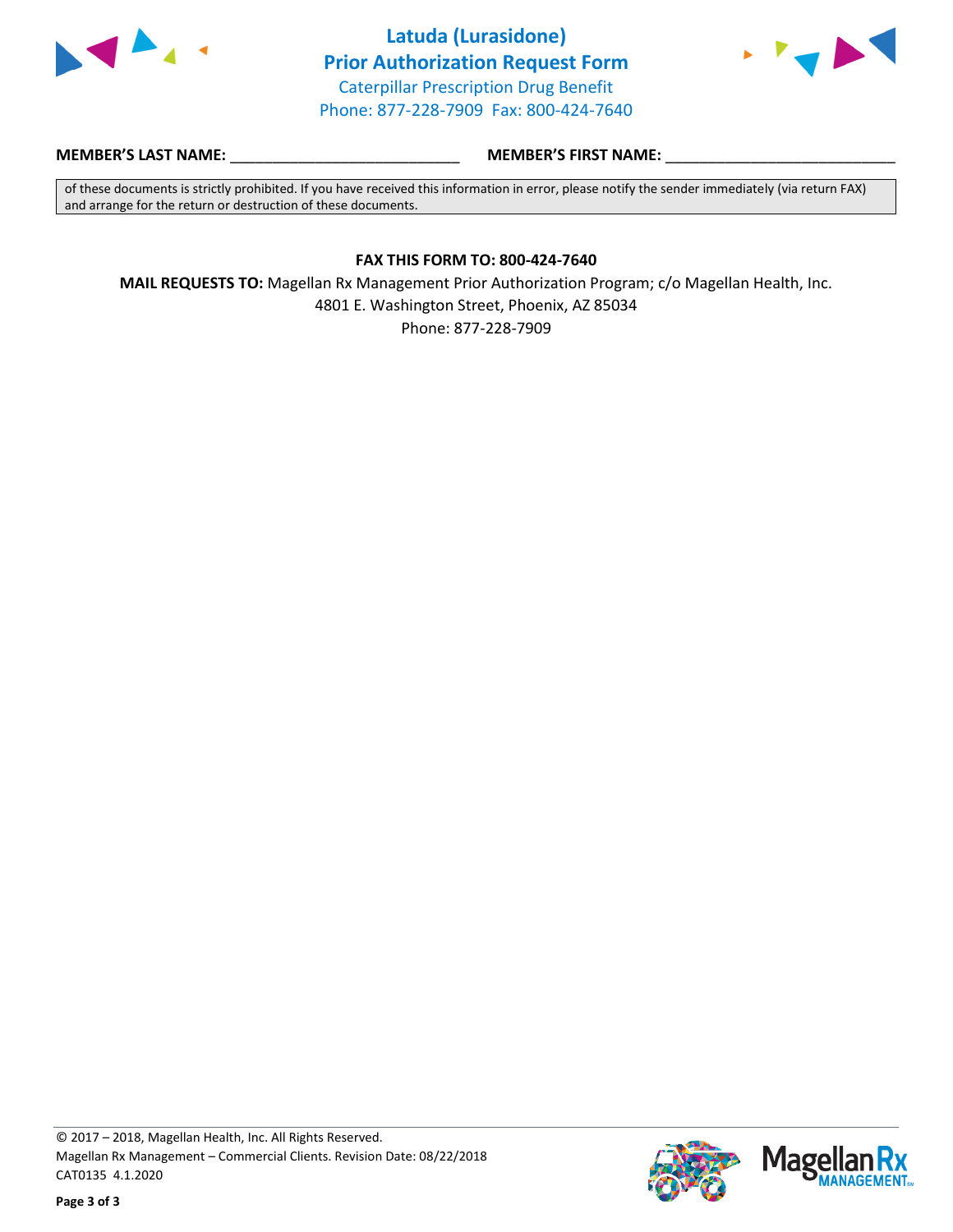**MEMBER'S LAST NAME:** ___________________________ **MEMBER'S FIRST NAME:** ___________________________

of these documents is strictly prohibited. If you have received this information in error, please notify the sender immediately (via return FAX) and arrange for the return or destruction of these documents.

**FAX THIS FORM TO: 800-424-7640**

**MAIL REQUESTS TO:** Magellan Rx Management Prior Authorization Program; c/o Magellan Health, Inc.
4801 E. Washington Street, Phoenix, AZ 85034
Phone: 877-228-7909

© 2017 – 2018, Magellan Health, Inc. All Rights Reserved.
Magellan Rx Management – Commercial Clients. Revision Date: 08/22/2018
CAT0135 4.1.2020